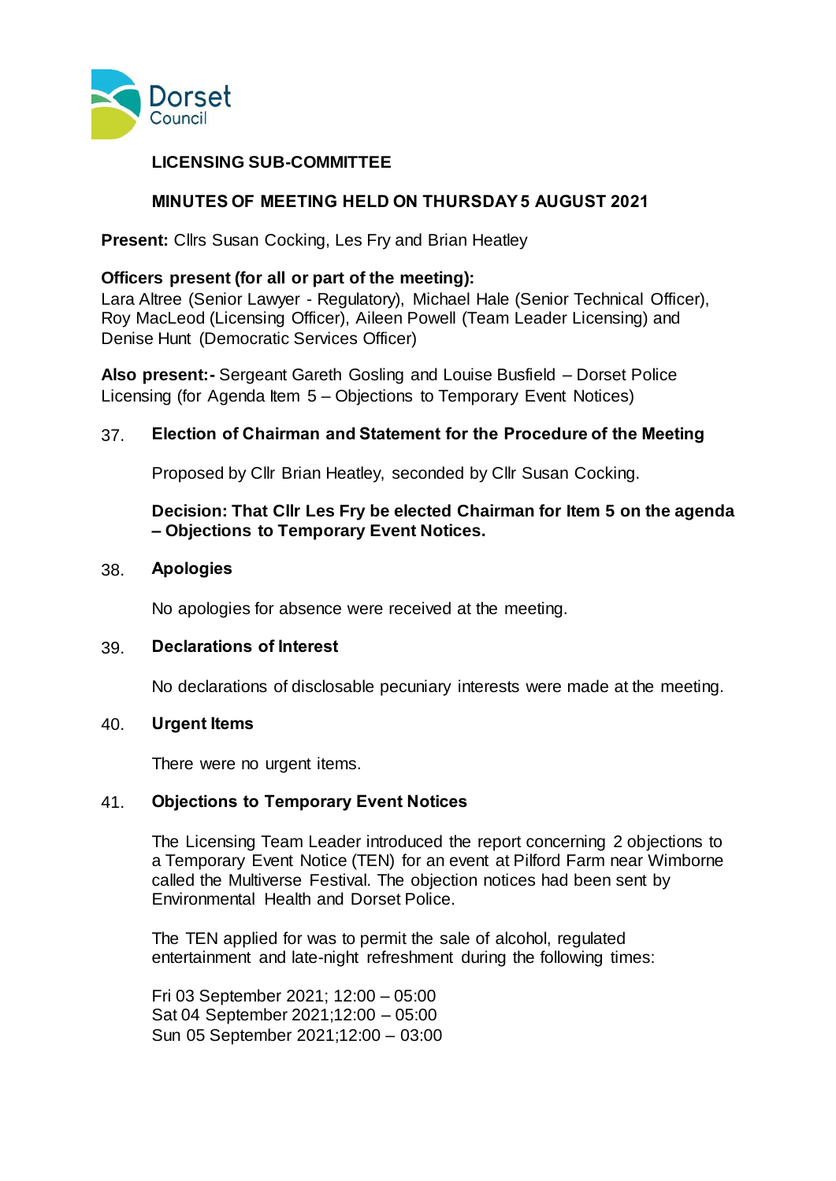# LICENSING SUB-COMMITTEE

## MINUTES OF MEETING HELD ON THURSDAY 5 AUGUST 2021

**Present:** Cllrs Susan Cocking, Les Fry and Brian Heatley

**Officers present (for all or part of the meeting):**
Lara Altree (Senior Lawyer - Regulatory), Michael Hale (Senior Technical Officer), Roy MacLeod (Licensing Officer), Aileen Powell (Team Leader Licensing) and Denise Hunt (Democratic Services Officer)

**Also present:-** Sergeant Gareth Gosling and Louise Busfield – Dorset Police Licensing (for Agenda Item 5 – Objections to Temporary Event Notices)

### 37. Election of Chairman and Statement for the Procedure of the Meeting

Proposed by Cllr Brian Heatley, seconded by Cllr Susan Cocking.

**Decision: That Cllr Les Fry be elected Chairman for Item 5 on the agenda – Objections to Temporary Event Notices.**

### 38. Apologies

No apologies for absence were received at the meeting.

### 39. Declarations of Interest

No declarations of disclosable pecuniary interests were made at the meeting.

### 40. Urgent Items

There were no urgent items.

### 41. Objections to Temporary Event Notices

The Licensing Team Leader introduced the report concerning 2 objections to a Temporary Event Notice (TEN) for an event at Pilford Farm near Wimborne called the Multiverse Festival. The objection notices had been sent by Environmental Health and Dorset Police.

The TEN applied for was to permit the sale of alcohol, regulated entertainment and late-night refreshment during the following times:

Fri 03 September 2021; 12:00 – 05:00
Sat 04 September 2021;12:00 – 05:00
Sun 05 September 2021;12:00 – 03:00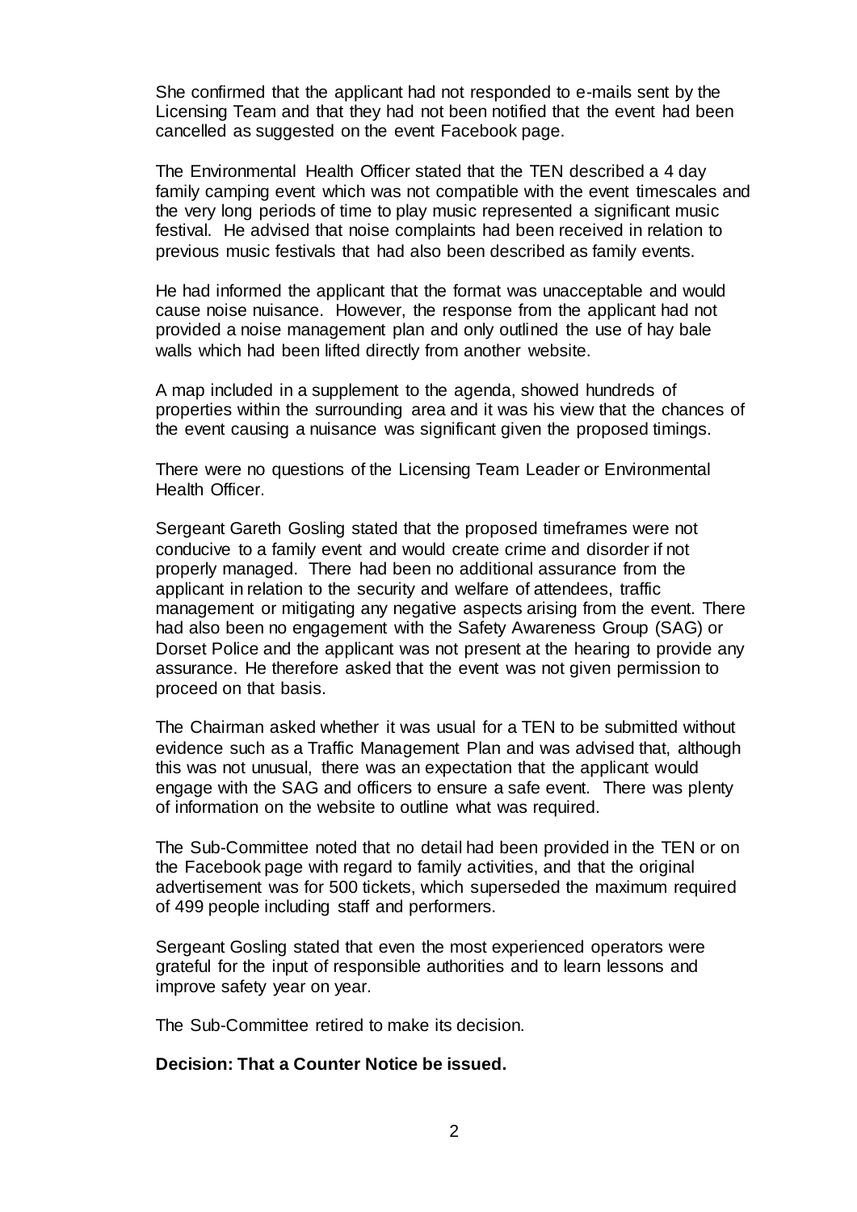She confirmed that the applicant had not responded to e-mails sent by the Licensing Team and that they had not been notified that the event had been cancelled as suggested on the event Facebook page.

The Environmental Health Officer stated that the TEN described a 4 day family camping event which was not compatible with the event timescales and the very long periods of time to play music represented a significant music festival. He advised that noise complaints had been received in relation to previous music festivals that had also been described as family events.

He had informed the applicant that the format was unacceptable and would cause noise nuisance. However, the response from the applicant had not provided a noise management plan and only outlined the use of hay bale walls which had been lifted directly from another website.

A map included in a supplement to the agenda, showed hundreds of properties within the surrounding area and it was his view that the chances of the event causing a nuisance was significant given the proposed timings.

There were no questions of the Licensing Team Leader or Environmental Health Officer.

Sergeant Gareth Gosling stated that the proposed timeframes were not conducive to a family event and would create crime and disorder if not properly managed. There had been no additional assurance from the applicant in relation to the security and welfare of attendees, traffic management or mitigating any negative aspects arising from the event. There had also been no engagement with the Safety Awareness Group (SAG) or Dorset Police and the applicant was not present at the hearing to provide any assurance. He therefore asked that the event was not given permission to proceed on that basis.

The Chairman asked whether it was usual for a TEN to be submitted without evidence such as a Traffic Management Plan and was advised that, although this was not unusual, there was an expectation that the applicant would engage with the SAG and officers to ensure a safe event. There was plenty of information on the website to outline what was required.

The Sub-Committee noted that no detail had been provided in the TEN or on the Facebook page with regard to family activities, and that the original advertisement was for 500 tickets, which superseded the maximum required of 499 people including staff and performers.

Sergeant Gosling stated that even the most experienced operators were grateful for the input of responsible authorities and to learn lessons and improve safety year on year.

The Sub-Committee retired to make its decision.

**Decision: That a Counter Notice be issued.**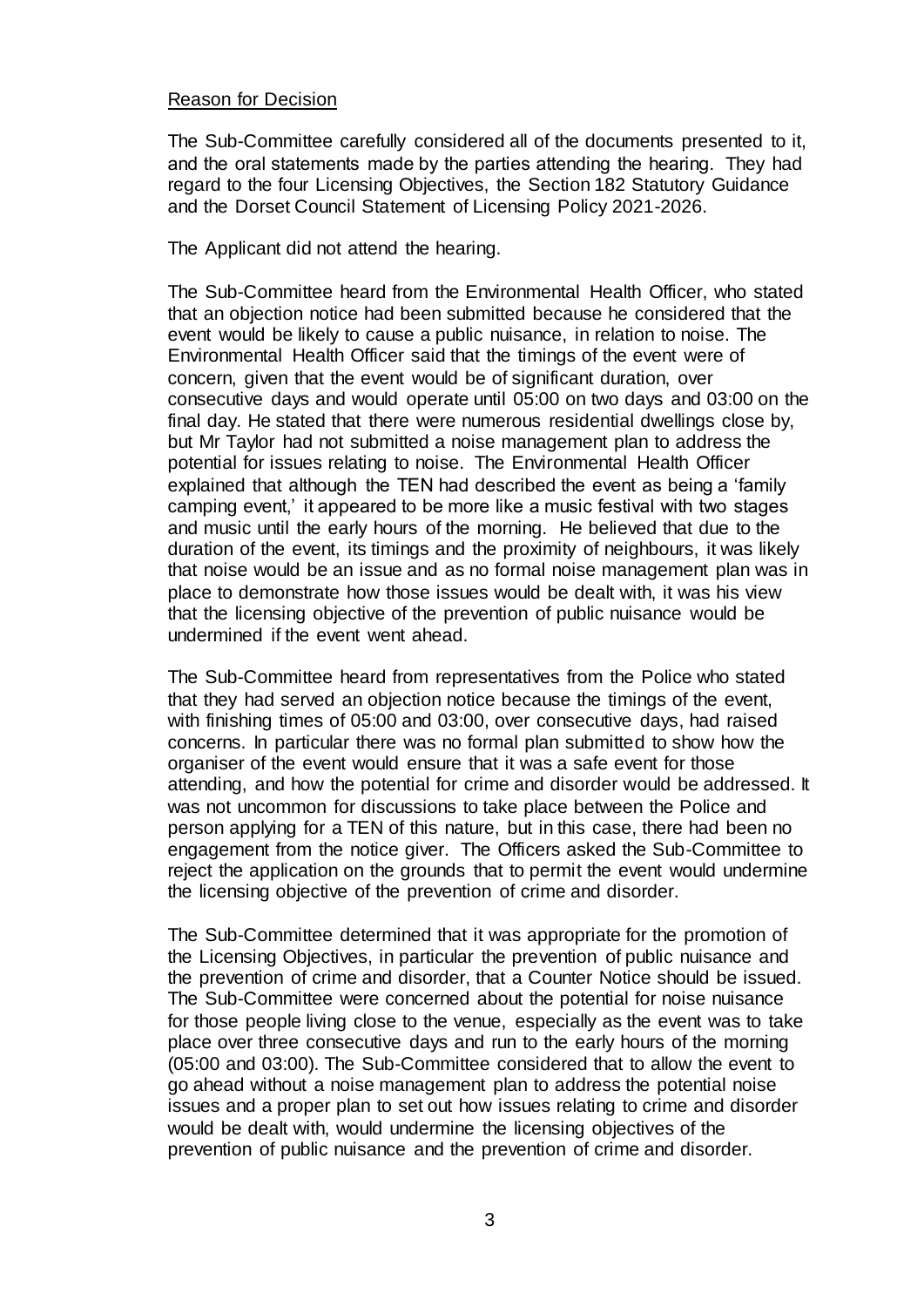Reason for Decision

The Sub-Committee carefully considered all of the documents presented to it, and the oral statements made by the parties attending the hearing. They had regard to the four Licensing Objectives, the Section 182 Statutory Guidance and the Dorset Council Statement of Licensing Policy 2021-2026.

The Applicant did not attend the hearing.

The Sub-Committee heard from the Environmental Health Officer, who stated that an objection notice had been submitted because he considered that the event would be likely to cause a public nuisance, in relation to noise. The Environmental Health Officer said that the timings of the event were of concern, given that the event would be of significant duration, over consecutive days and would operate until 05:00 on two days and 03:00 on the final day. He stated that there were numerous residential dwellings close by, but Mr Taylor had not submitted a noise management plan to address the potential for issues relating to noise. The Environmental Health Officer explained that although the TEN had described the event as being a 'family camping event,' it appeared to be more like a music festival with two stages and music until the early hours of the morning. He believed that due to the duration of the event, its timings and the proximity of neighbours, it was likely that noise would be an issue and as no formal noise management plan was in place to demonstrate how those issues would be dealt with, it was his view that the licensing objective of the prevention of public nuisance would be undermined if the event went ahead.

The Sub-Committee heard from representatives from the Police who stated that they had served an objection notice because the timings of the event, with finishing times of 05:00 and 03:00, over consecutive days, had raised concerns. In particular there was no formal plan submitted to show how the organiser of the event would ensure that it was a safe event for those attending, and how the potential for crime and disorder would be addressed. It was not uncommon for discussions to take place between the Police and person applying for a TEN of this nature, but in this case, there had been no engagement from the notice giver. The Officers asked the Sub-Committee to reject the application on the grounds that to permit the event would undermine the licensing objective of the prevention of crime and disorder.

The Sub-Committee determined that it was appropriate for the promotion of the Licensing Objectives, in particular the prevention of public nuisance and the prevention of crime and disorder, that a Counter Notice should be issued. The Sub-Committee were concerned about the potential for noise nuisance for those people living close to the venue, especially as the event was to take place over three consecutive days and run to the early hours of the morning (05:00 and 03:00). The Sub-Committee considered that to allow the event to go ahead without a noise management plan to address the potential noise issues and a proper plan to set out how issues relating to crime and disorder would be dealt with, would undermine the licensing objectives of the prevention of public nuisance and the prevention of crime and disorder.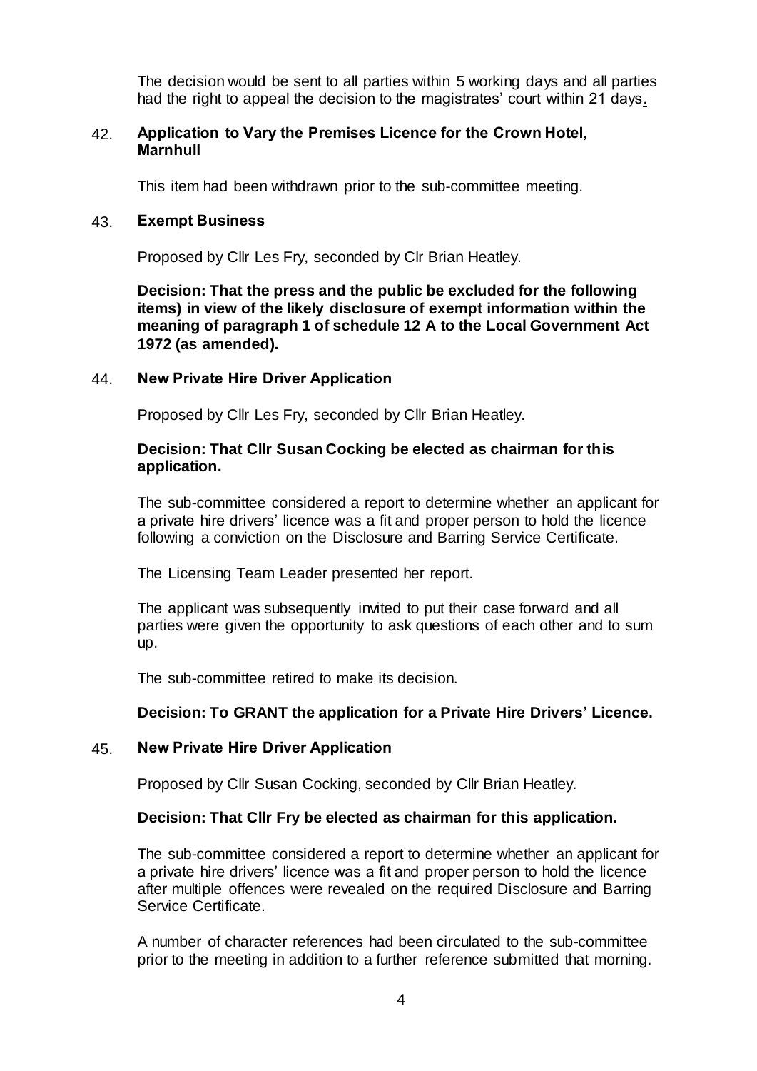The decision would be sent to all parties within 5 working days and all parties had the right to appeal the decision to the magistrates' court within 21 days.

## 42. Application to Vary the Premises Licence for the Crown Hotel, Marnhull

This item had been withdrawn prior to the sub-committee meeting.

## 43. Exempt Business

Proposed by Cllr Les Fry, seconded by Clr Brian Heatley.

**Decision: That the press and the public be excluded for the following items) in view of the likely disclosure of exempt information within the meaning of paragraph 1 of schedule 12 A to the Local Government Act 1972 (as amended).**

## 44. New Private Hire Driver Application

Proposed by Cllr Les Fry, seconded by Cllr Brian Heatley.

**Decision: That Cllr Susan Cocking be elected as chairman for this application.**

The sub-committee considered a report to determine whether an applicant for a private hire drivers' licence was a fit and proper person to hold the licence following a conviction on the Disclosure and Barring Service Certificate.

The Licensing Team Leader presented her report.

The applicant was subsequently invited to put their case forward and all parties were given the opportunity to ask questions of each other and to sum up.

The sub-committee retired to make its decision.

**Decision: To GRANT the application for a Private Hire Drivers' Licence.**

## 45. New Private Hire Driver Application

Proposed by Cllr Susan Cocking, seconded by Cllr Brian Heatley.

**Decision: That Cllr Fry be elected as chairman for this application.**

The sub-committee considered a report to determine whether an applicant for a private hire drivers' licence was a fit and proper person to hold the licence after multiple offences were revealed on the required Disclosure and Barring Service Certificate.

A number of character references had been circulated to the sub-committee prior to the meeting in addition to a further reference submitted that morning.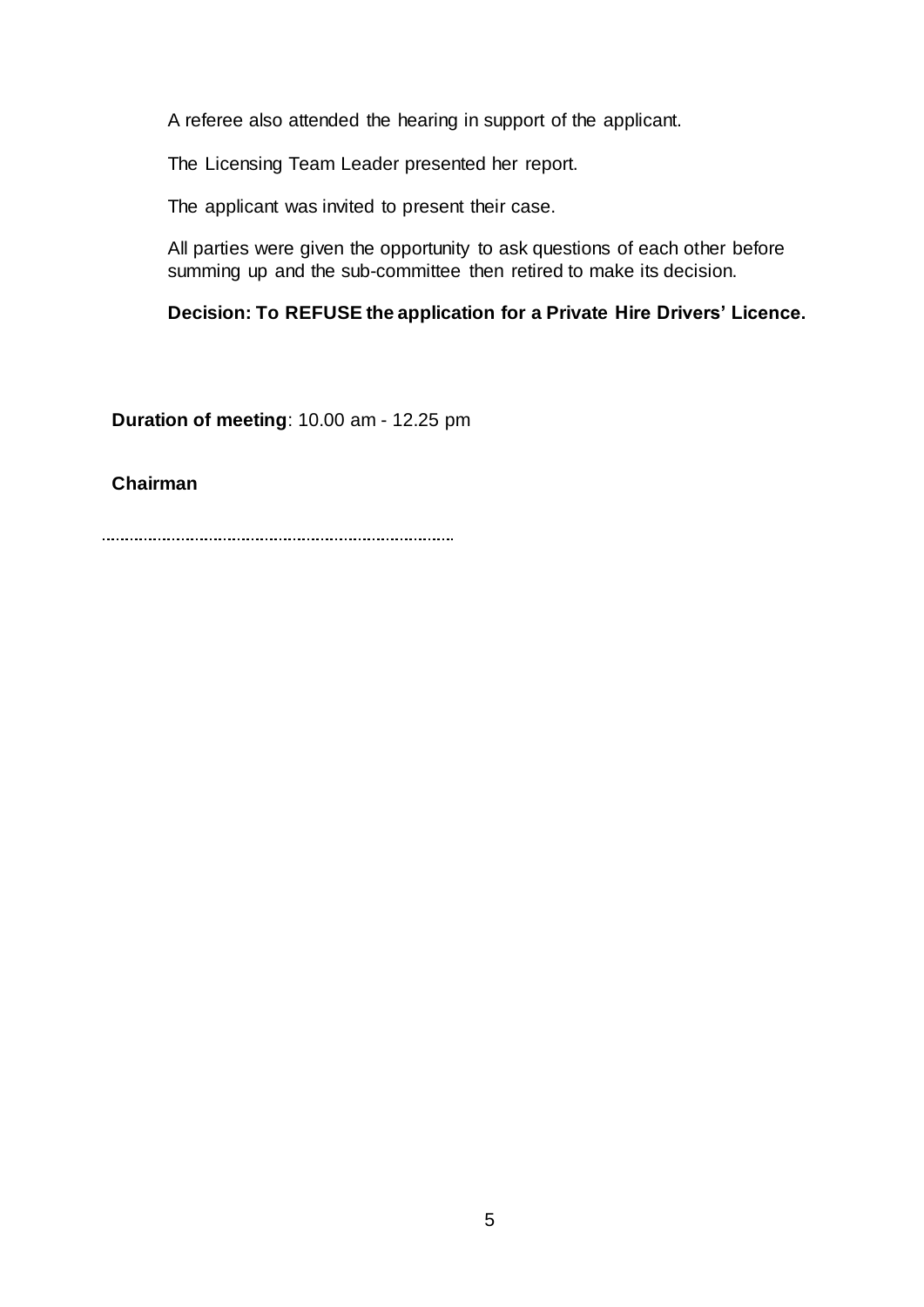A referee also attended the hearing in support of the applicant.

The Licensing Team Leader presented her report.

The applicant was invited to present their case.

All parties were given the opportunity to ask questions of each other before summing up and the sub-committee then retired to make its decision.

**Decision: To REFUSE the application for a Private Hire Drivers' Licence.**

**Duration of meeting**: 10.00 am - 12.25 pm

**Chairman**

............................................................................